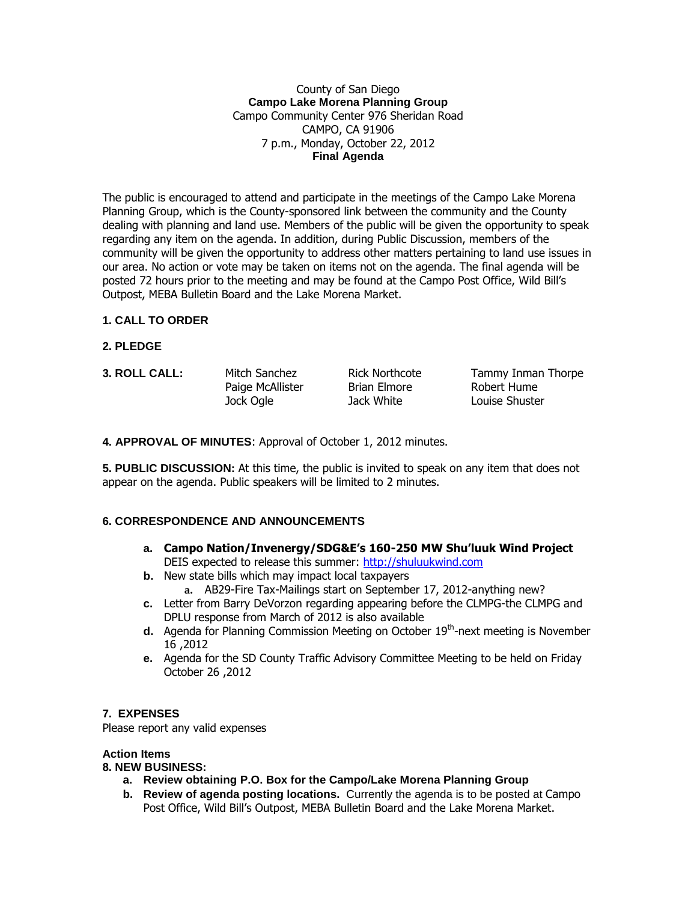County of San Diego

**Campo Lake Morena Planning Group**

Campo Community Center 976 Sheridan Road

CAMPO, CA 91906

7 p.m., Monday, October 22, 2012

**Final Agenda**

The public is encouraged to attend and participate in the meetings of the Campo Lake Morena Planning Group, which is the County-sponsored link between the community and the County dealing with planning and land use. Members of the public will be given the opportunity to speak regarding any item on the agenda. In addition, during Public Discussion, members of the community will be given the opportunity to address other matters pertaining to land use issues in our area. No action or vote may be taken on items not on the agenda. The final agenda will be posted 72 hours prior to the meeting and may be found at the Campo Post Office, Wild Bill's Outpost, MEBA Bulletin Board and the Lake Morena Market.

**1. CALL TO ORDER**

**2. PLEDGE**

**3. ROLL CALL:**

| | | |
|---|---|---|
| Mitch Sanchez | Rick Northcote | Tammy Inman Thorpe |
| Paige McAllister | Brian Elmore | Robert Hume |
| Jock Ogle | Jack White | Louise Shuster |

**4. APPROVAL OF MINUTES**: Approval of October 1, 2012 minutes.

**5. PUBLIC DISCUSSION:** At this time, the public is invited to speak on any item that does not appear on the agenda. Public speakers will be limited to 2 minutes.

**6. CORRESPONDENCE AND ANNOUNCEMENTS**

- **a. Campo Nation/Invenergy/SDG&E's 160-250 MW Shu'luuk Wind Project** DEIS expected to release this summer: http://shuluukwind.com
- **b.** New state bills which may impact local taxpayers
  - **a.** AB29-Fire Tax-Mailings start on September 17, 2012-anything new?
- **c.** Letter from Barry DeVorzon regarding appearing before the CLMPG-the CLMPG and DPLU response from March of 2012 is also available
- **d.** Agenda for Planning Commission Meeting on October 19th-next meeting is November 16 ,2012
- **e.** Agenda for the SD County Traffic Advisory Committee Meeting to be held on Friday October 26 ,2012

**7. EXPENSES**

Please report any valid expenses

**Action Items**

**8. NEW BUSINESS:**

- **a. Review obtaining P.O. Box for the Campo/Lake Morena Planning Group**
- **b. Review of agenda posting locations.** Currently the agenda is to be posted at Campo Post Office, Wild Bill's Outpost, MEBA Bulletin Board and the Lake Morena Market.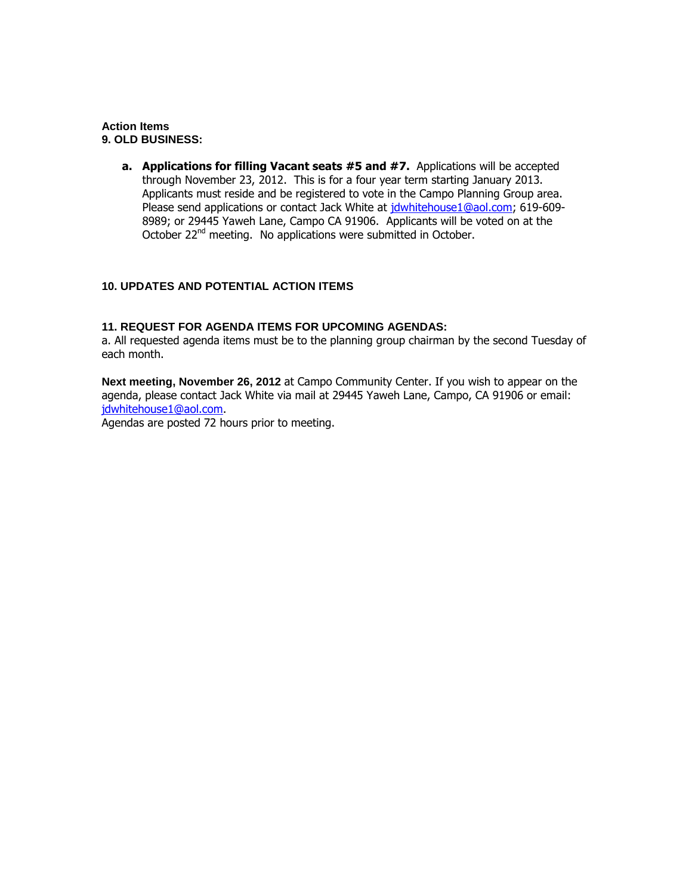**Action Items**
**9. OLD BUSINESS:**

a. **Applications for filling Vacant seats #5 and #7.** Applications will be accepted through November 23, 2012. This is for a four year term starting January 2013. Applicants must reside and be registered to vote in the Campo Planning Group area. Please send applications or contact Jack White at jdwhitehouse1@aol.com; 619-609-8989; or 29445 Yaweh Lane, Campo CA 91906. Applicants will be voted on at the October 22nd meeting. No applications were submitted in October.

**10. UPDATES AND POTENTIAL ACTION ITEMS**

**11. REQUEST FOR AGENDA ITEMS FOR UPCOMING AGENDAS:**

a. All requested agenda items must be to the planning group chairman by the second Tuesday of each month.

**Next meeting, November 26, 2012** at Campo Community Center. If you wish to appear on the agenda, please contact Jack White via mail at 29445 Yaweh Lane, Campo, CA 91906 or email: jdwhitehouse1@aol.com.

Agendas are posted 72 hours prior to meeting.